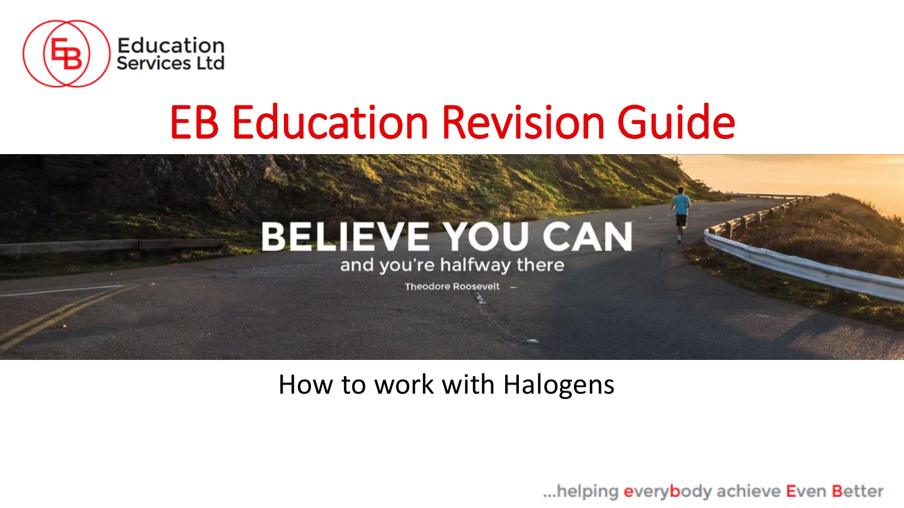Education Services Ltd

# EB Education Revision Guide

BELIEVE YOU CAN

and you're halfway there

Theodore Roosevelt

How to work with Halogens

...helping everybody achieve Even Better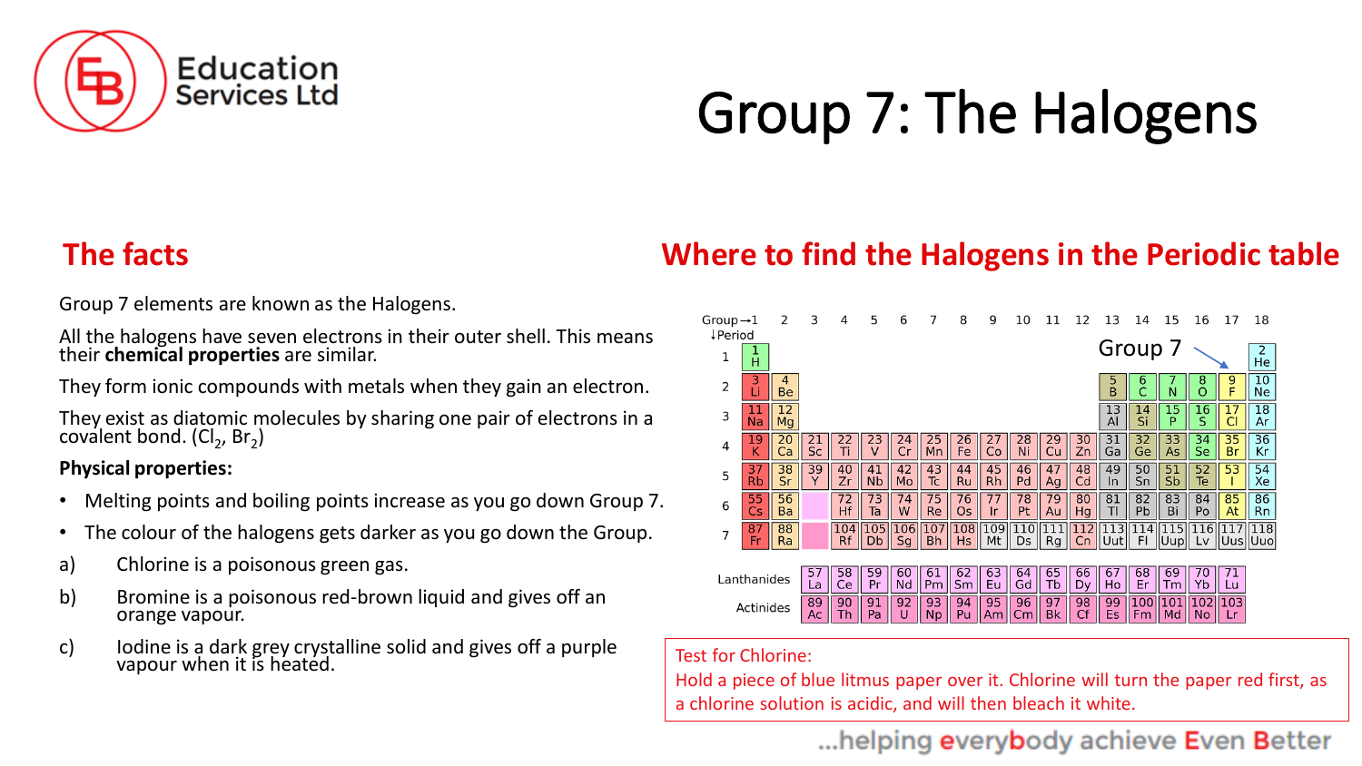# Group 7: The Halogens

## The facts

Group 7 elements are known as the Halogens.

All the halogens have seven electrons in their outer shell. This means their **chemical properties** are similar.

They form ionic compounds with metals when they gain an electron.

They exist as diatomic molecules by sharing one pair of electrons in a covalent bond. ($Cl_2$, $Br_2$)

**Physical properties:**

- Melting points and boiling points increase as you go down Group 7.
- The colour of the halogens gets darker as you go down the Group.

a) Chlorine is a poisonous green gas.

b) Bromine is a poisonous red-brown liquid and gives off an orange vapour.

c) Iodine is a dark grey crystalline solid and gives off a purple vapour when it is heated.

## Where to find the Halogens in the Periodic table

| Period | 1 | 2 | 3 | 4 | 5 | 6 | 7 | 8 | 9 | 10 | 11 | 12 | 13 | 14 | 15 | 16 | 17 | 18 |
|---|---|---|---|---|---|---|---|---|---|---|---|---|---|---|---|---|---|---|
| 1 | 1 H | | | | | | | | | | | | | | | | | 2 He |
| 2 | 3 Li | 4 Be | | | | | | | | | | | 5 B | 6 C | 7 N | 8 O | 9 F | 10 Ne |
| 3 | 11 Na | 12 Mg | | | | | | | | | | | 13 Al | 14 Si | 15 P | 16 S | 17 Cl | 18 Ar |
| 4 | 19 K | 20 Ca | 21 Sc | 22 Ti | 23 V | 24 Cr | 25 Mn | 26 Fe | 27 Co | 28 Ni | 29 Cu | 30 Zn | 31 Ga | 32 Ge | 33 As | 34 Se | 35 Br | 36 Kr |
| 5 | 37 Rb | 38 Sr | 39 Y | 40 Zr | 41 Nb | 42 Mo | 43 Tc | 44 Ru | 45 Rh | 46 Pd | 47 Ag | 48 Cd | 49 In | 50 Sn | 51 Sb | 52 Te | 53 I | 54 Xe |
| 6 | 55 Cs | 56 Ba | | 72 Hf | 73 Ta | 74 W | 75 Re | 76 Os | 77 Ir | 78 Pt | 79 Au | 80 Hg | 81 Tl | 82 Pb | 83 Bi | 84 Po | 85 At | 86 Rn |
| 7 | 87 Fr | 88 Ra | | 104 Rf | 105 Db | 106 Sg | 107 Bh | 108 Hs | 109 Mt | 110 Ds | 111 Rg | 112 Cn | 113 Uut | 114 Fl | 115 Uup | 116 Lv | 117 Uus | 118 Uuo |

Group 7 → group 17

| | | | | | | | | | | | | | | | |
|---|---|---|---|---|---|---|---|---|---|---|---|---|---|---|---|
| Lanthanides | 57 La | 58 Ce | 59 Pr | 60 Nd | 61 Pm | 62 Sm | 63 Eu | 64 Gd | 65 Tb | 66 Dy | 67 Ho | 68 Er | 69 Tm | 70 Yb | 71 Lu |
| Actinides | 89 Ac | 90 Th | 91 Pa | 92 U | 93 Np | 94 Pu | 95 Am | 96 Cm | 97 Bk | 98 Cf | 99 Es | 100 Fm | 101 Md | 102 No | 103 Lr |

Test for Chlorine:
Hold a piece of blue litmus paper over it. Chlorine will turn the paper red first, as a chlorine solution is acidic, and will then bleach it white.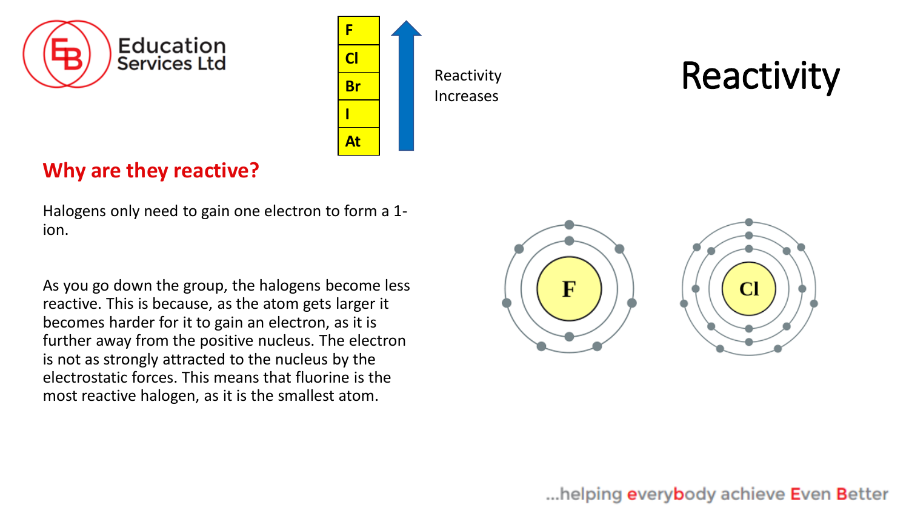# Reactivity

| F |
| --- |
| Cl |
| Br |
| I |
| At |

Reactivity Increases

## Why are they reactive?

Halogens only need to gain one electron to form a 1- ion.

As you go down the group, the halogens become less reactive. This is because, as the atom gets larger it becomes harder for it to gain an electron, as it is further away from the positive nucleus. The electron is not as strongly attracted to the nucleus by the electrostatic forces. This means that fluorine is the most reactive halogen, as it is the smallest atom.

F

Cl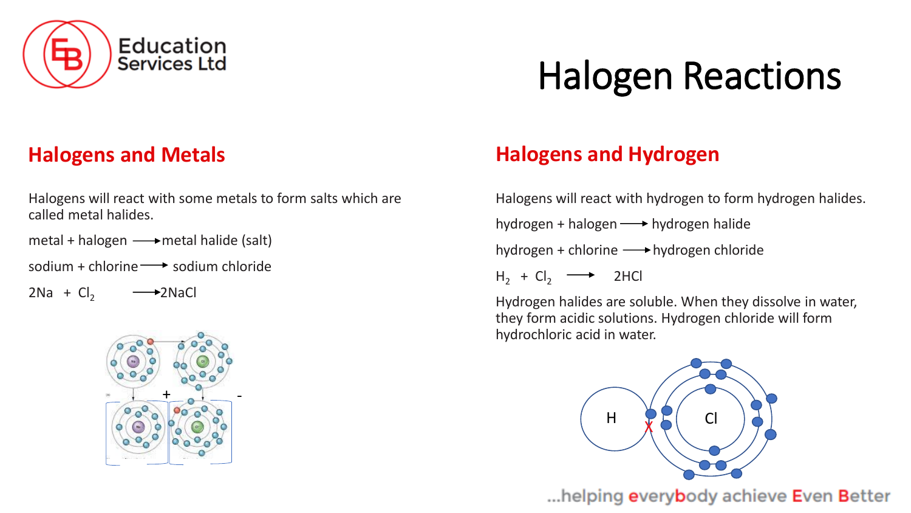# Halogen Reactions

## Halogens and Metals

Halogens will react with some metals to form salts which are called metal halides.

metal + halogen ⟶ metal halide (salt)

sodium + chlorine ⟶ sodium chloride

$2Na + Cl_2 \longrightarrow 2NaCl$

## Halogens and Hydrogen

Halogens will react with hydrogen to form hydrogen halides.

hydrogen + halogen ⟶ hydrogen halide

hydrogen + chlorine ⟶ hydrogen chloride

$H_2 + Cl_2 \longrightarrow 2HCl$

Hydrogen halides are soluble. When they dissolve in water, they form acidic solutions. Hydrogen chloride will form hydrochloric acid in water.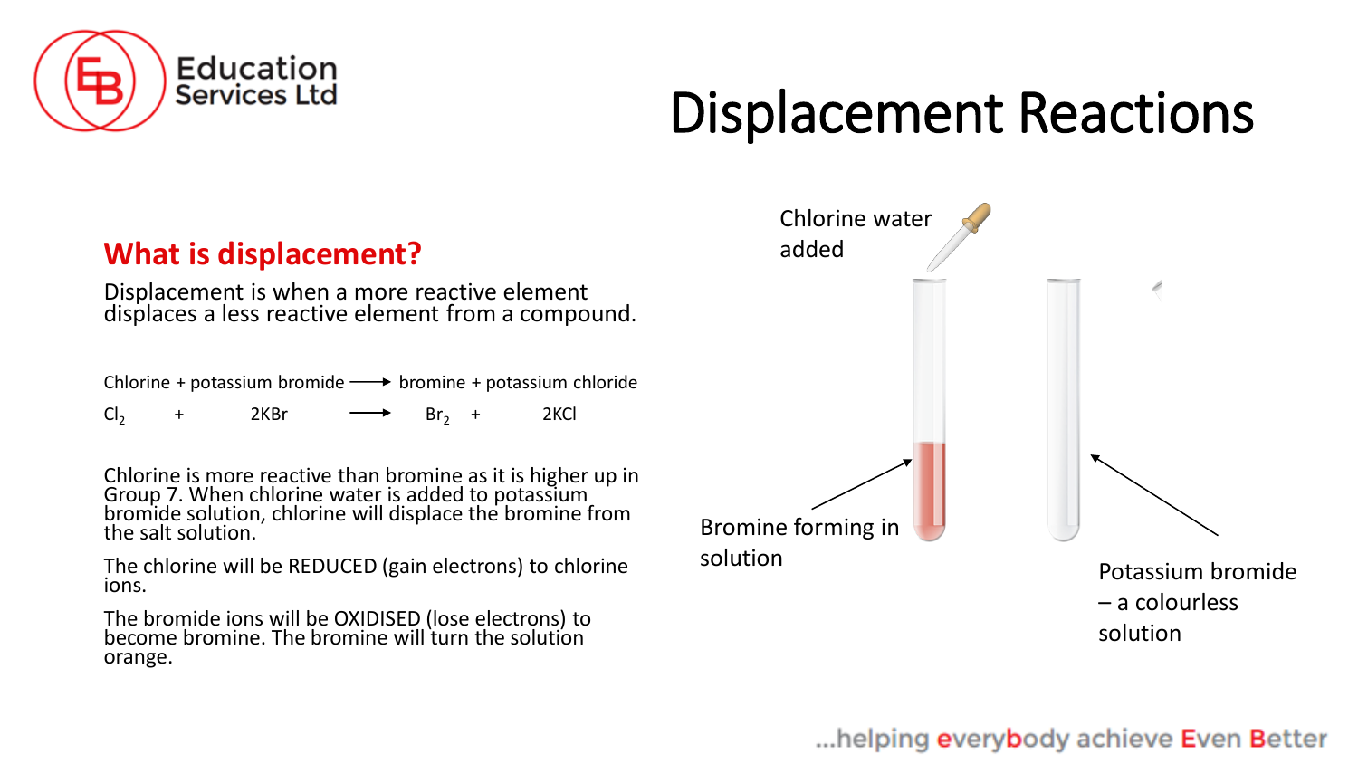# Displacement Reactions

## What is displacement?

Displacement is when a more reactive element displaces a less reactive element from a compound.

Chlorine + potassium bromide ⟶ bromine + potassium chloride

$$Cl_2 + 2KBr \longrightarrow Br_2 + 2KCl$$

Chlorine is more reactive than bromine as it is higher up in Group 7. When chlorine water is added to potassium bromide solution, chlorine will displace the bromine from the salt solution.

The chlorine will be REDUCED (gain electrons) to chlorine ions.

The bromide ions will be OXIDISED (lose electrons) to become bromine. The bromine will turn the solution orange.

Chlorine water added

Bromine forming in solution

Potassium bromide – a colourless solution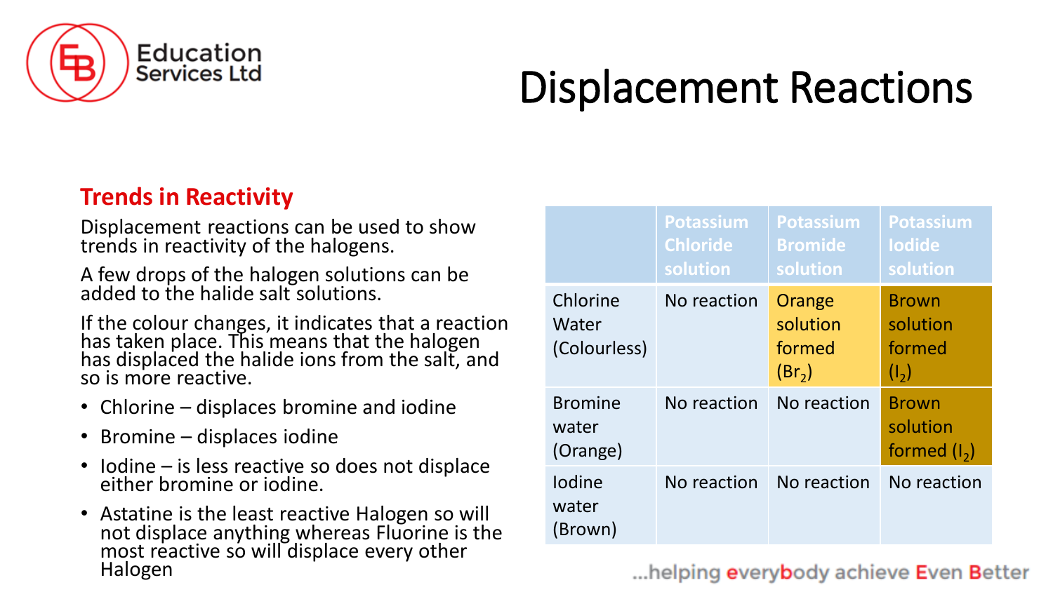# Displacement Reactions

## Trends in Reactivity

Displacement reactions can be used to show trends in reactivity of the halogens.

A few drops of the halogen solutions can be added to the halide salt solutions.

If the colour changes, it indicates that a reaction has taken place. This means that the halogen has displaced the halide ions from the salt, and so is more reactive.

- Chlorine – displaces bromine and iodine
- Bromine – displaces iodine
- Iodine – is less reactive so does not displace either bromine or iodine.
- Astatine is the least reactive Halogen so will not displace anything whereas Fluorine is the most reactive so will displace every other Halogen

| | Potassium Chloride solution | Potassium Bromide solution | Potassium Iodide solution |
|---|---|---|---|
| Chlorine Water (Colourless) | No reaction | Orange solution formed ($Br_2$) | Brown solution formed ($I_2$) |
| Bromine water (Orange) | No reaction | No reaction | Brown solution formed ($I_2$) |
| Iodine water (Brown) | No reaction | No reaction | No reaction |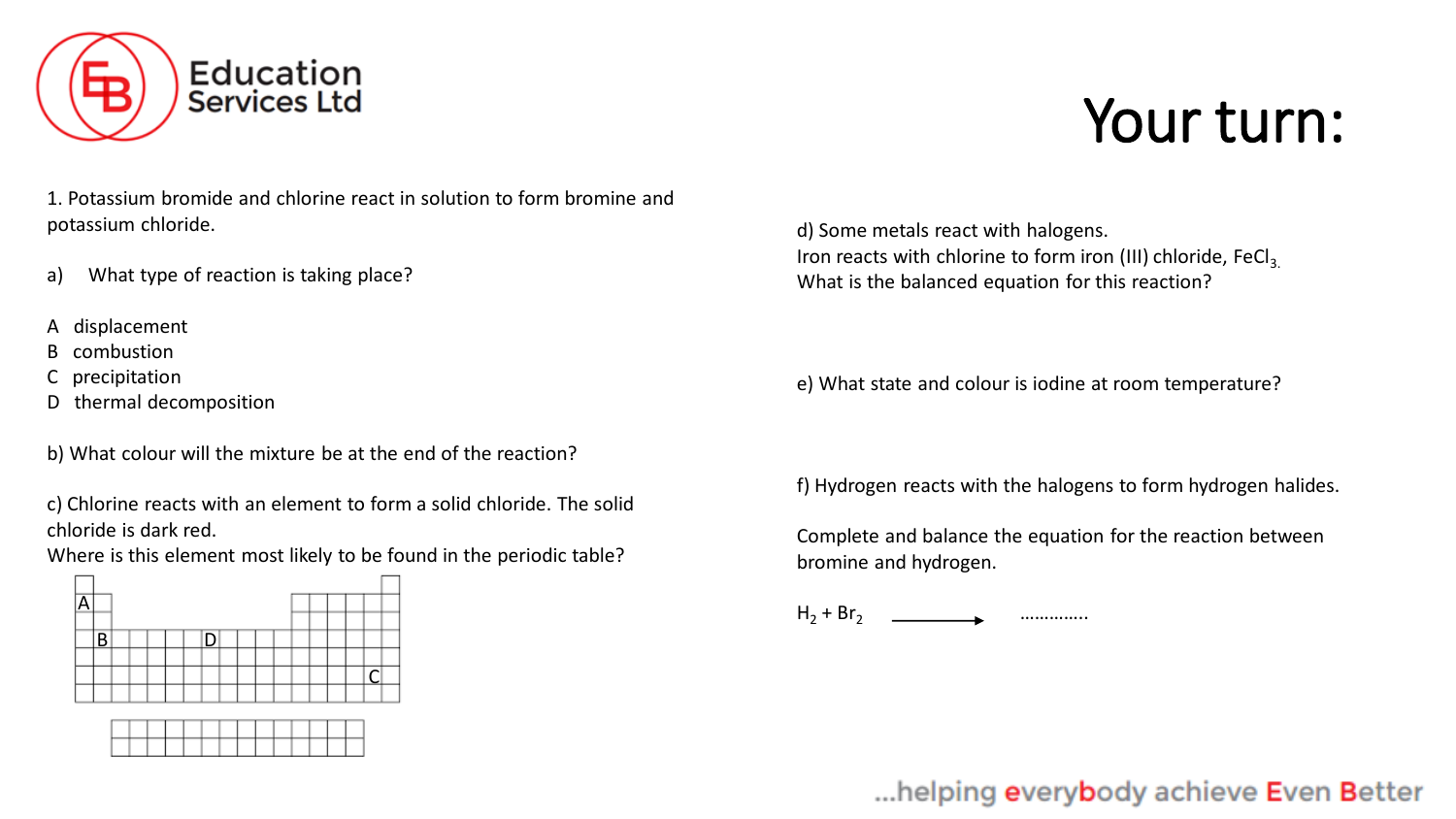# Your turn:

1. Potassium bromide and chlorine react in solution to form bromine and potassium chloride.

a) What type of reaction is taking place?

A displacement
B combustion
C precipitation
D thermal decomposition

b) What colour will the mixture be at the end of the reaction?

c) Chlorine reacts with an element to form a solid chloride. The solid chloride is dark red.
Where is this element most likely to be found in the periodic table?

d) Some metals react with halogens.
Iron reacts with chlorine to form iron (III) chloride, $FeCl_3$.
What is the balanced equation for this reaction?

e) What state and colour is iodine at room temperature?

f) Hydrogen reacts with the halogens to form hydrogen halides.

Complete and balance the equation for the reaction between bromine and hydrogen.

$H_2 + Br_2 \longrightarrow$ …………..

...helping everybody achieve Even Better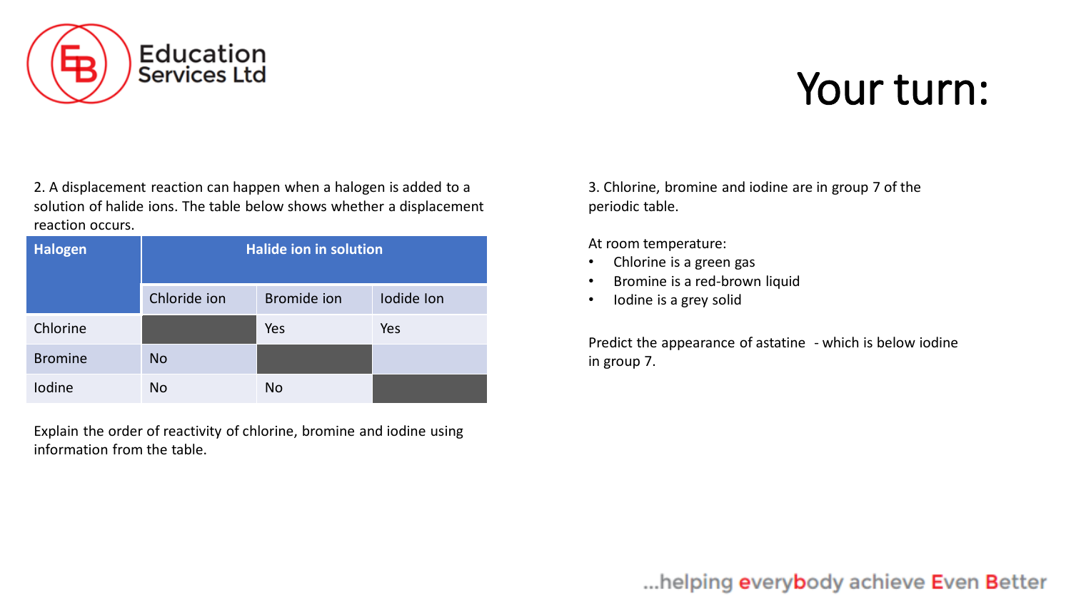# Your turn:

2. A displacement reaction can happen when a halogen is added to a solution of halide ions. The table below shows whether a displacement reaction occurs.

| Halogen | Halide ion in solution | | |
|---|---|---|---|
| | Chloride ion | Bromide ion | Iodide Ion |
| Chlorine | | Yes | Yes |
| Bromine | No | | |
| Iodine | No | No | |

Explain the order of reactivity of chlorine, bromine and iodine using information from the table.

3. Chlorine, bromine and iodine are in group 7 of the periodic table.

At room temperature:

- Chlorine is a green gas
- Bromine is a red-brown liquid
- Iodine is a grey solid

Predict the appearance of astatine - which is below iodine in group 7.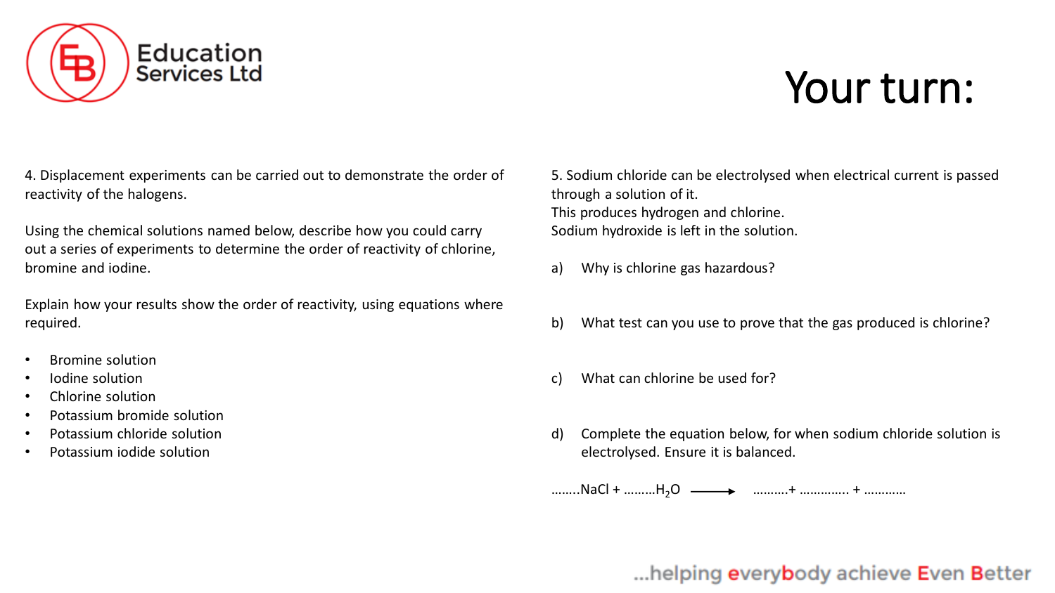# Your turn:

4. Displacement experiments can be carried out to demonstrate the order of reactivity of the halogens.

Using the chemical solutions named below, describe how you could carry out a series of experiments to determine the order of reactivity of chlorine, bromine and iodine.

Explain how your results show the order of reactivity, using equations where required.

- Bromine solution
- Iodine solution
- Chlorine solution
- Potassium bromide solution
- Potassium chloride solution
- Potassium iodide solution

5. Sodium chloride can be electrolysed when electrical current is passed through a solution of it.
This produces hydrogen and chlorine.
Sodium hydroxide is left in the solution.

a) Why is chlorine gas hazardous?

b) What test can you use to prove that the gas produced is chlorine?

c) What can chlorine be used for?

d) Complete the equation below, for when sodium chloride solution is electrolysed. Ensure it is balanced.

……..$NaCl$ + ………$H_2O$ $\longrightarrow$ ……….+ …………. + …………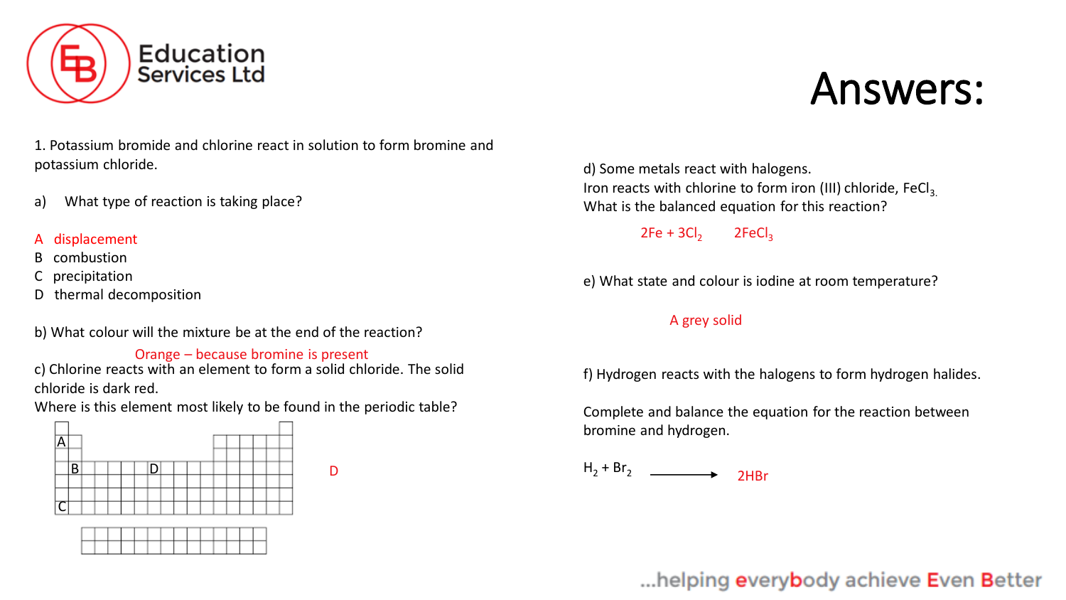# Answers:

1. Potassium bromide and chlorine react in solution to form bromine and potassium chloride.

a) What type of reaction is taking place?

A displacement
B combustion
C precipitation
D thermal decomposition

b) What colour will the mixture be at the end of the reaction?

Orange – because bromine is present

c) Chlorine reacts with an element to form a solid chloride. The solid chloride is dark red.
Where is this element most likely to be found in the periodic table?

D

d) Some metals react with halogens.
Iron reacts with chlorine to form iron (III) chloride, $FeCl_3$.
What is the balanced equation for this reaction?

$2Fe + 3Cl_2 \quad 2FeCl_3$

e) What state and colour is iodine at room temperature?

A grey solid

f) Hydrogen reacts with the halogens to form hydrogen halides.

Complete and balance the equation for the reaction between bromine and hydrogen.

$H_2 + Br_2 \longrightarrow 2HBr$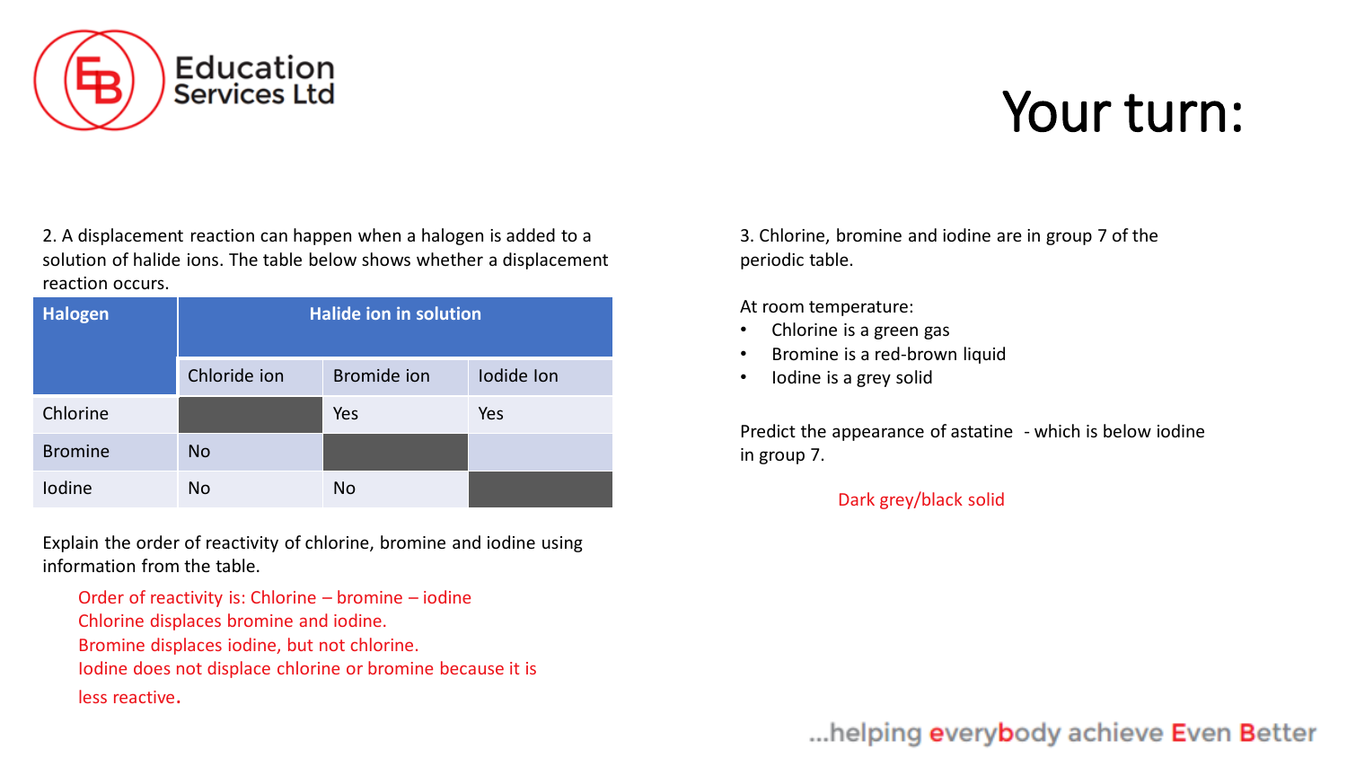# Your turn:

2. A displacement reaction can happen when a halogen is added to a solution of halide ions. The table below shows whether a displacement reaction occurs.

| Halogen | Halide ion in solution | | |
|---|---|---|---|
| | Chloride ion | Bromide ion | Iodide Ion |
| Chlorine | | Yes | Yes |
| Bromine | No | | |
| Iodine | No | No | |

Explain the order of reactivity of chlorine, bromine and iodine using information from the table.

Order of reactivity is: Chlorine – bromine – iodine
Chlorine displaces bromine and iodine.
Bromine displaces iodine, but not chlorine.
Iodine does not displace chlorine or bromine because it is less reactive.

3. Chlorine, bromine and iodine are in group 7 of the periodic table.

At room temperature:

- Chlorine is a green gas
- Bromine is a red-brown liquid
- Iodine is a grey solid

Predict the appearance of astatine - which is below iodine in group 7.

Dark grey/black solid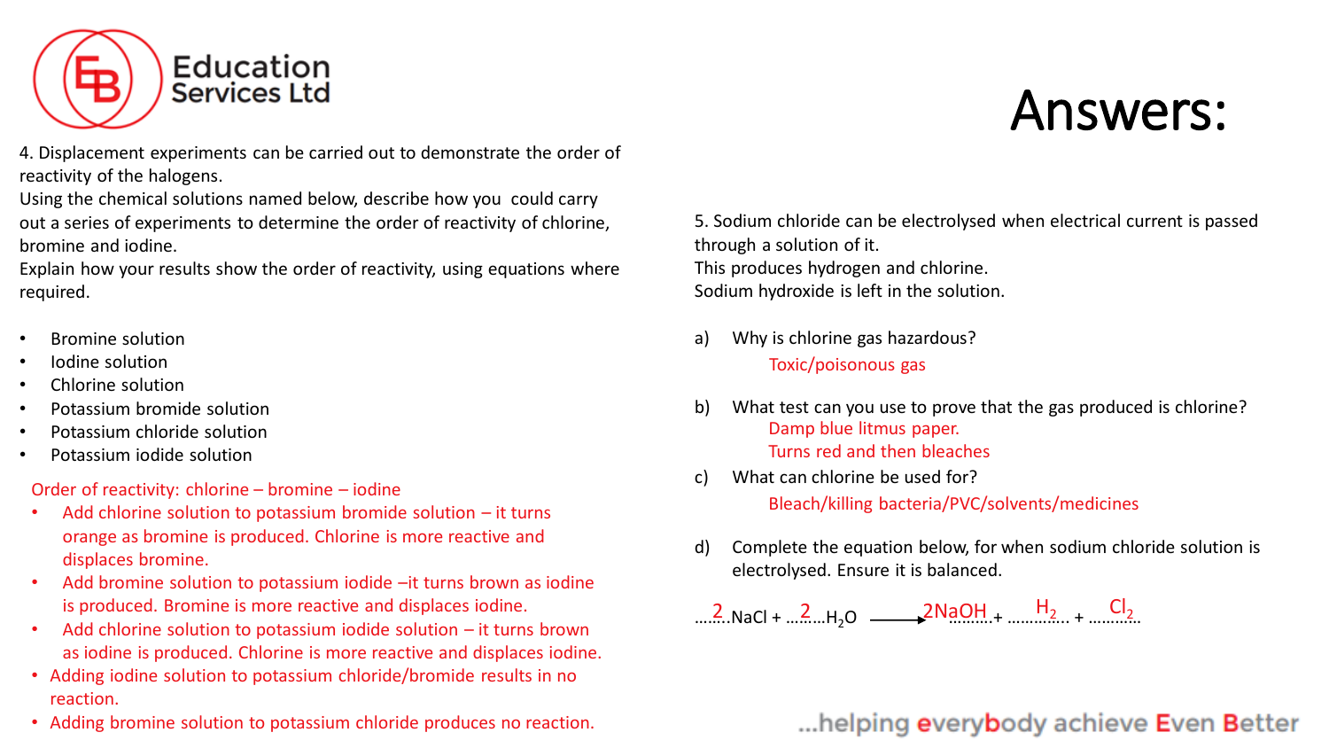# Answers:

4. Displacement experiments can be carried out to demonstrate the order of reactivity of the halogens.
Using the chemical solutions named below, describe how you could carry out a series of experiments to determine the order of reactivity of chlorine, bromine and iodine.
Explain how your results show the order of reactivity, using equations where required.

- Bromine solution
- Iodine solution
- Chlorine solution
- Potassium bromide solution
- Potassium chloride solution
- Potassium iodide solution

Order of reactivity: chlorine – bromine – iodine

- Add chlorine solution to potassium bromide solution – it turns orange as bromine is produced. Chlorine is more reactive and displaces bromine.
- Add bromine solution to potassium iodide –it turns brown as iodine is produced. Bromine is more reactive and displaces iodine.
- Add chlorine solution to potassium iodide solution – it turns brown as iodine is produced. Chlorine is more reactive and displaces iodine.
- Adding iodine solution to potassium chloride/bromide results in no reaction.
- Adding bromine solution to potassium chloride produces no reaction.

5. Sodium chloride can be electrolysed when electrical current is passed through a solution of it.
This produces hydrogen and chlorine.
Sodium hydroxide is left in the solution.

a) Why is chlorine gas hazardous?

Toxic/poisonous gas

b) What test can you use to prove that the gas produced is chlorine?

Damp blue litmus paper.
Turns red and then bleaches

c) What can chlorine be used for?

Bleach/killing bacteria/PVC/solvents/medicines

d) Complete the equation below, for when sodium chloride solution is electrolysed. Ensure it is balanced.

$$2NaCl + 2H_2O \rightarrow 2NaOH + H_2 + Cl_2$$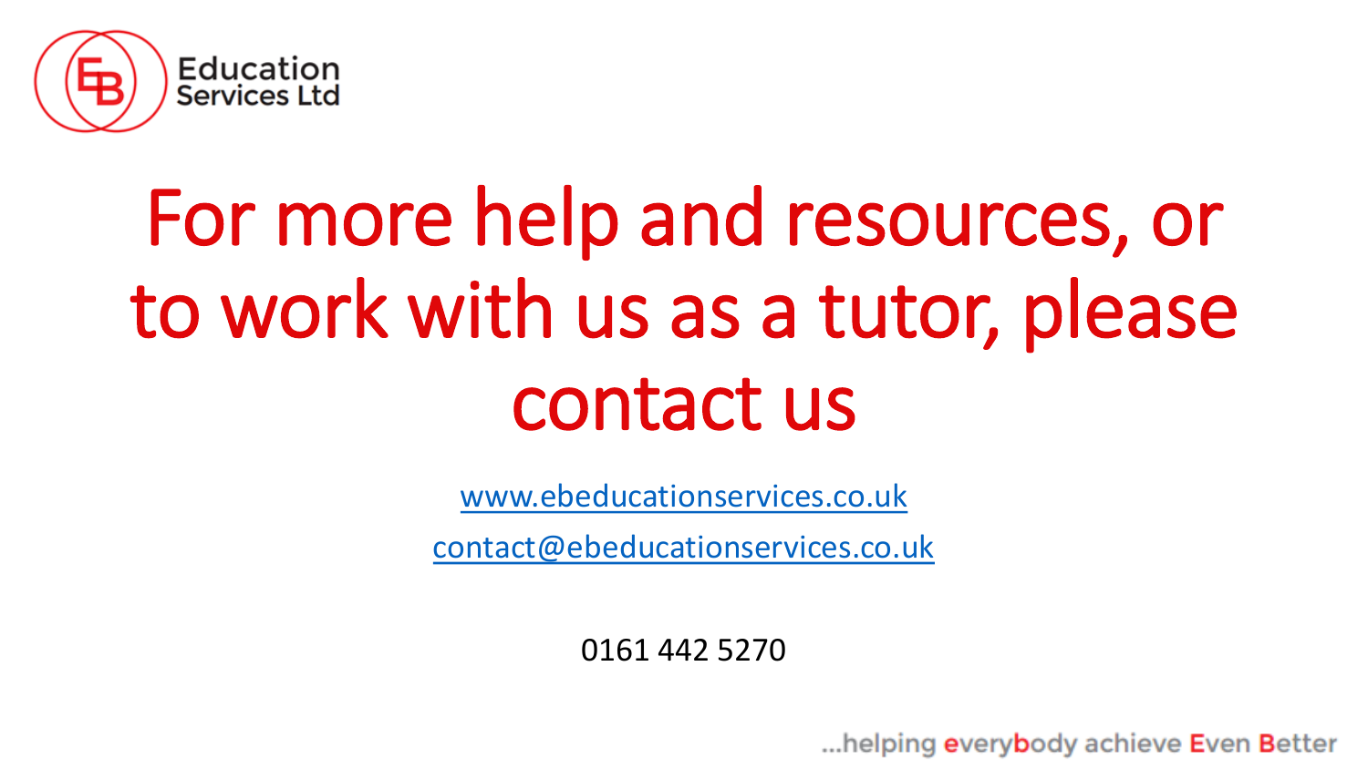Education Services Ltd

# For more help and resources, or to work with us as a tutor, please contact us

www.ebeducationservices.co.uk

contact@ebeducationservices.co.uk

0161 442 5270

...helping everybody achieve Even Better